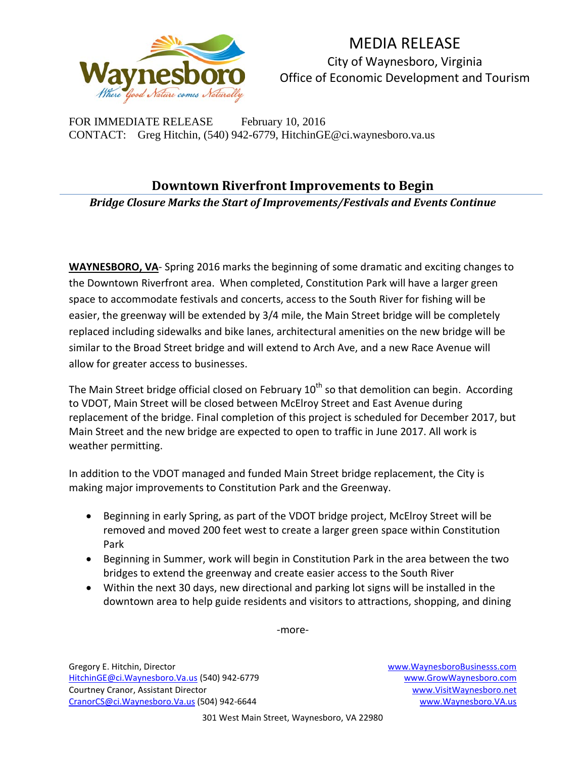# MEDIA RELEASE

City of Waynesboro, Virginia
Office of Economic Development and Tourism

FOR IMMEDIATE RELEASE February 10, 2016
CONTACT: Greg Hitchin, (540) 942-6779, HitchinGE@ci.waynesboro.va.us

## Downtown Riverfront Improvements to Begin

***Bridge Closure Marks the Start of Improvements/Festivals and Events Continue***

**WAYNESBORO, VA**- Spring 2016 marks the beginning of some dramatic and exciting changes to the Downtown Riverfront area. When completed, Constitution Park will have a larger green space to accommodate festivals and concerts, access to the South River for fishing will be easier, the greenway will be extended by 3/4 mile, the Main Street bridge will be completely replaced including sidewalks and bike lanes, architectural amenities on the new bridge will be similar to the Broad Street bridge and will extend to Arch Ave, and a new Race Avenue will allow for greater access to businesses.

The Main Street bridge official closed on February 10th so that demolition can begin. According to VDOT, Main Street will be closed between McElroy Street and East Avenue during replacement of the bridge. Final completion of this project is scheduled for December 2017, but Main Street and the new bridge are expected to open to traffic in June 2017. All work is weather permitting.

In addition to the VDOT managed and funded Main Street bridge replacement, the City is making major improvements to Constitution Park and the Greenway.

- Beginning in early Spring, as part of the VDOT bridge project, McElroy Street will be removed and moved 200 feet west to create a larger green space within Constitution Park
- Beginning in Summer, work will begin in Constitution Park in the area between the two bridges to extend the greenway and create easier access to the South River
- Within the next 30 days, new directional and parking lot signs will be installed in the downtown area to help guide residents and visitors to attractions, shopping, and dining

-more-

Gregory E. Hitchin, Director
HitchinGE@ci.Waynesboro.Va.us (540) 942-6779
Courtney Cranor, Assistant Director
CranorCS@ci.Waynesboro.Va.us (504) 942-6644

www.WaynesboroBusinesss.com
www.GrowWaynesboro.com
www.VisitWaynesboro.net
www.Waynesboro.VA.us

301 West Main Street, Waynesboro, VA 22980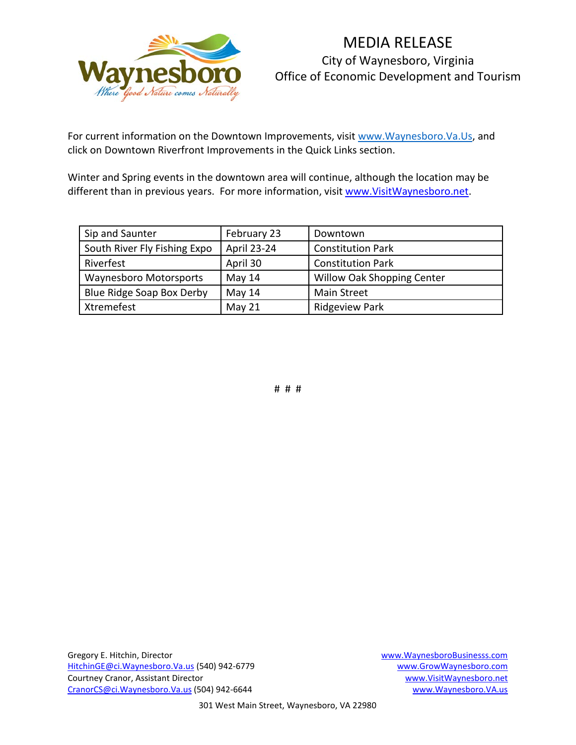For current information on the Downtown Improvements, visit www.Waynesboro.Va.Us, and click on Downtown Riverfront Improvements in the Quick Links section.

Winter and Spring events in the downtown area will continue, although the location may be different than in previous years. For more information, visit www.VisitWaynesboro.net.

| | | |
|---|---|---|
| Sip and Saunter | February 23 | Downtown |
| South River Fly Fishing Expo | April 23-24 | Constitution Park |
| Riverfest | April 30 | Constitution Park |
| Waynesboro Motorsports | May 14 | Willow Oak Shopping Center |
| Blue Ridge Soap Box Derby | May 14 | Main Street |
| Xtremefest | May 21 | Ridgeview Park |

# # #